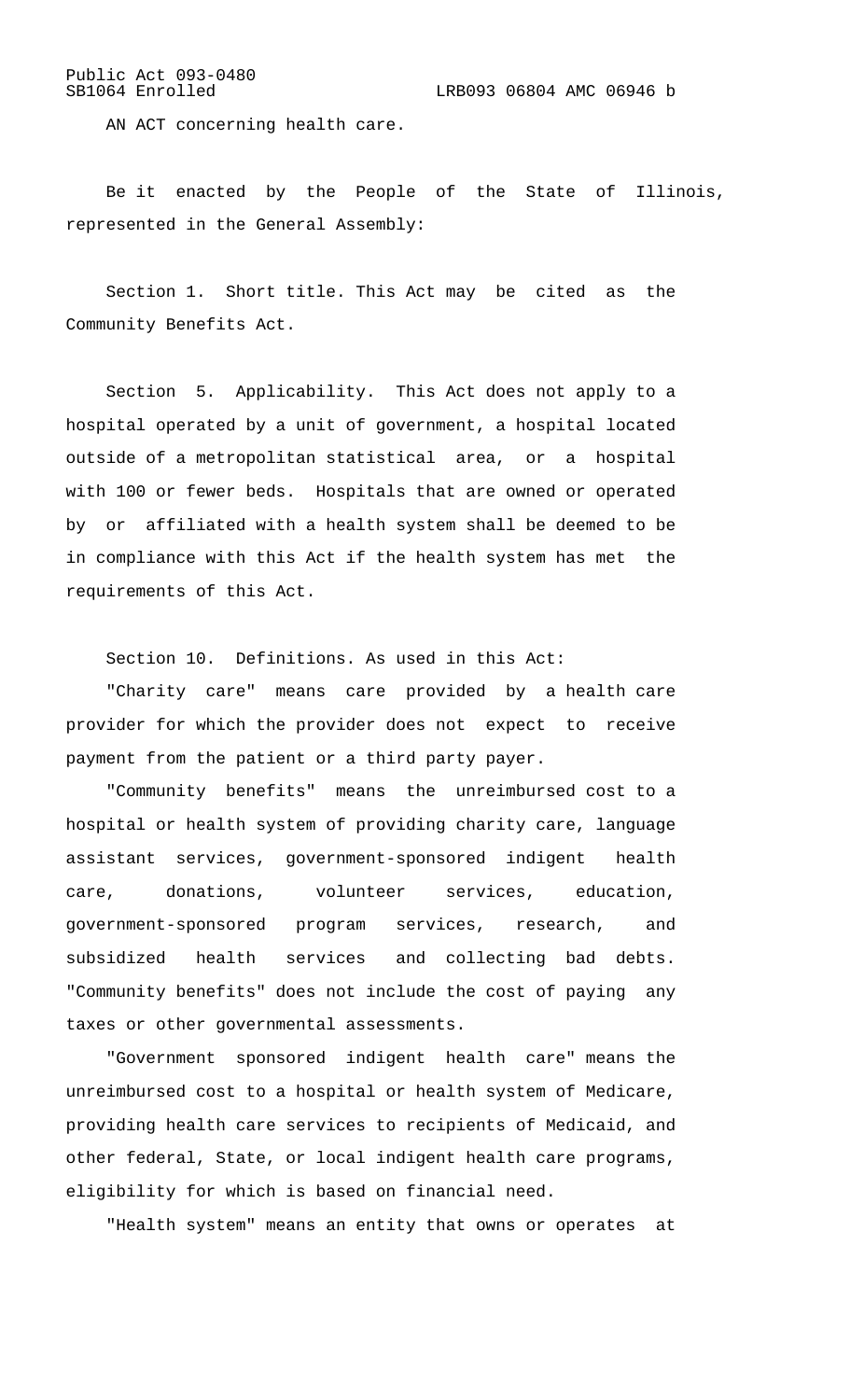Public Act 093-0480
SB1064 Enrolled LRB093 06804 AMC 06946 b

AN ACT concerning health care.

Be it enacted by the People of the State of Illinois, represented in the General Assembly:

Section 1. Short title. This Act may be cited as the Community Benefits Act.

Section 5. Applicability. This Act does not apply to a hospital operated by a unit of government, a hospital located outside of a metropolitan statistical area, or a hospital with 100 or fewer beds. Hospitals that are owned or operated by or affiliated with a health system shall be deemed to be in compliance with this Act if the health system has met the requirements of this Act.

Section 10. Definitions. As used in this Act:

"Charity care" means care provided by a health care provider for which the provider does not expect to receive payment from the patient or a third party payer.

"Community benefits" means the unreimbursed cost to a hospital or health system of providing charity care, language assistant services, government-sponsored indigent health care, donations, volunteer services, education, government-sponsored program services, research, and subsidized health services and collecting bad debts. "Community benefits" does not include the cost of paying any taxes or other governmental assessments.

"Government sponsored indigent health care" means the unreimbursed cost to a hospital or health system of Medicare, providing health care services to recipients of Medicaid, and other federal, State, or local indigent health care programs, eligibility for which is based on financial need.

"Health system" means an entity that owns or operates at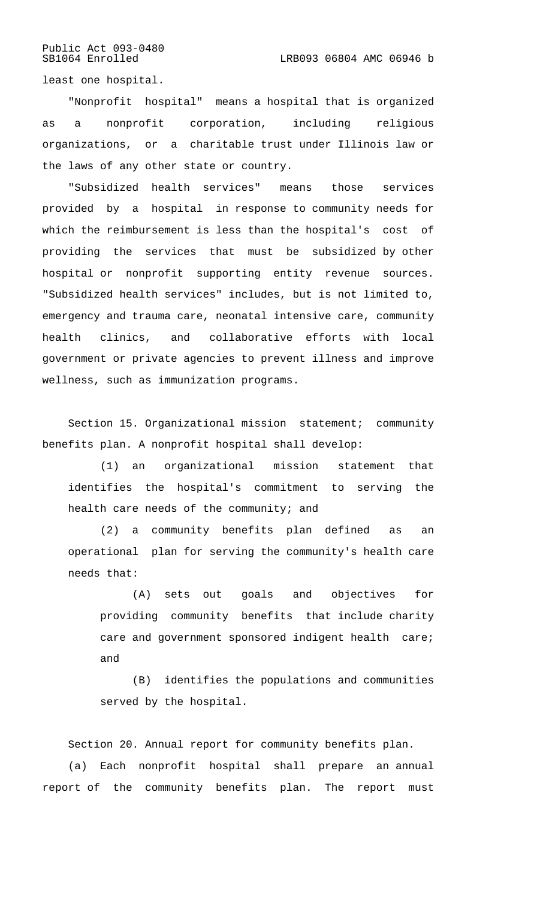least one hospital.

"Nonprofit hospital" means a hospital that is organized as a nonprofit corporation, including religious organizations, or a charitable trust under Illinois law or the laws of any other state or country.

"Subsidized health services" means those services provided by a hospital in response to community needs for which the reimbursement is less than the hospital's cost of providing the services that must be subsidized by other hospital or nonprofit supporting entity revenue sources. "Subsidized health services" includes, but is not limited to, emergency and trauma care, neonatal intensive care, community health clinics, and collaborative efforts with local government or private agencies to prevent illness and improve wellness, such as immunization programs.

Section 15. Organizational mission statement; community benefits plan. A nonprofit hospital shall develop:

(1) an organizational mission statement that identifies the hospital's commitment to serving the health care needs of the community; and

(2) a community benefits plan defined as an operational plan for serving the community's health care needs that:

(A) sets out goals and objectives for providing community benefits that include charity care and government sponsored indigent health care; and

(B) identifies the populations and communities served by the hospital.

Section 20. Annual report for community benefits plan.

(a) Each nonprofit hospital shall prepare an annual report of the community benefits plan. The report must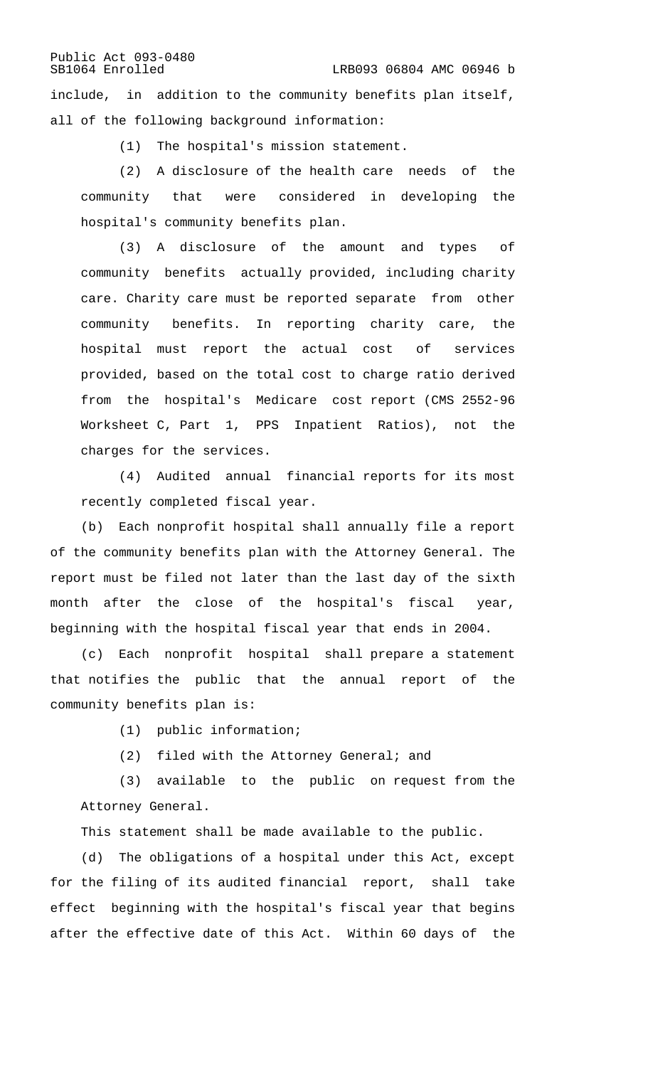include, in addition to the community benefits plan itself, all of the following background information:

(1) The hospital's mission statement.

(2) A disclosure of the health care needs of the community that were considered in developing the hospital's community benefits plan.

(3) A disclosure of the amount and types of community benefits actually provided, including charity care. Charity care must be reported separate from other community benefits. In reporting charity care, the hospital must report the actual cost of services provided, based on the total cost to charge ratio derived from the hospital's Medicare cost report (CMS 2552-96 Worksheet C, Part 1, PPS Inpatient Ratios), not the charges for the services.

(4) Audited annual financial reports for its most recently completed fiscal year.

(b) Each nonprofit hospital shall annually file a report of the community benefits plan with the Attorney General. The report must be filed not later than the last day of the sixth month after the close of the hospital's fiscal year, beginning with the hospital fiscal year that ends in 2004.

(c) Each nonprofit hospital shall prepare a statement that notifies the public that the annual report of the community benefits plan is:

(1) public information;

(2) filed with the Attorney General; and

(3) available to the public on request from the Attorney General.

This statement shall be made available to the public.

(d) The obligations of a hospital under this Act, except for the filing of its audited financial report, shall take effect beginning with the hospital's fiscal year that begins after the effective date of this Act. Within 60 days of the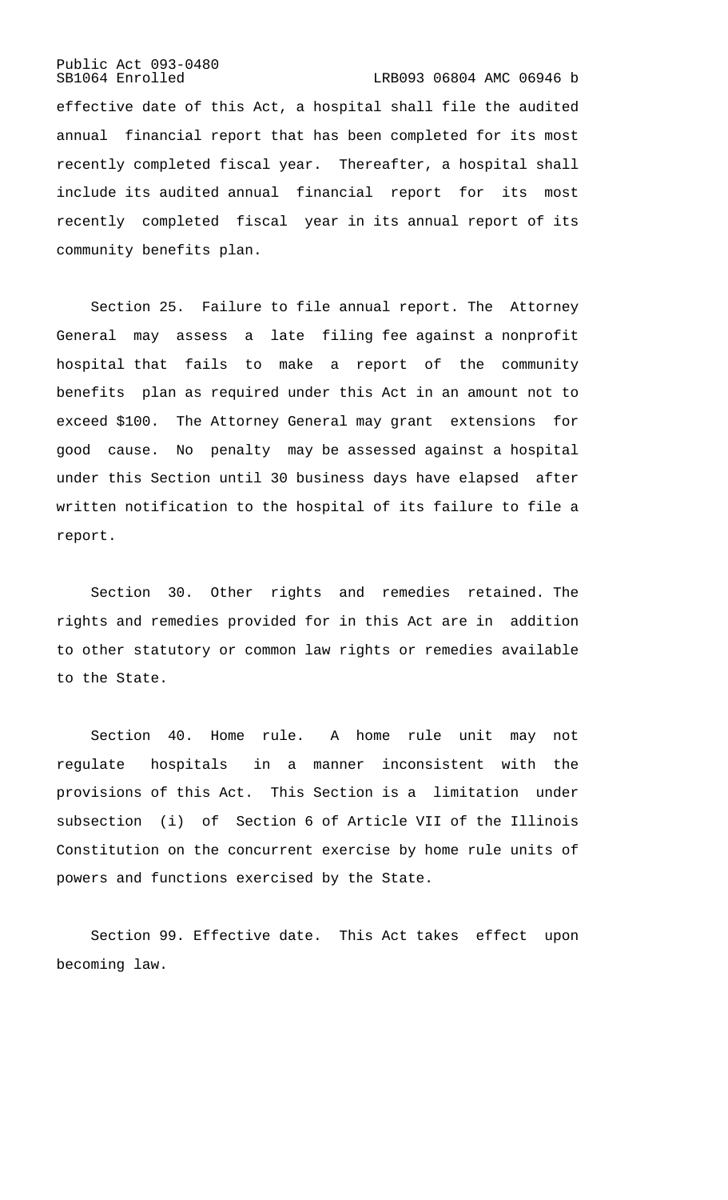effective date of this Act, a hospital shall file the audited annual financial report that has been completed for its most recently completed fiscal year. Thereafter, a hospital shall include its audited annual financial report for its most recently completed fiscal year in its annual report of its community benefits plan.

Section 25. Failure to file annual report. The Attorney General may assess a late filing fee against a nonprofit hospital that fails to make a report of the community benefits plan as required under this Act in an amount not to exceed $100. The Attorney General may grant extensions for good cause. No penalty may be assessed against a hospital under this Section until 30 business days have elapsed after written notification to the hospital of its failure to file a report.

Section 30. Other rights and remedies retained. The rights and remedies provided for in this Act are in addition to other statutory or common law rights or remedies available to the State.

Section 40. Home rule. A home rule unit may not regulate hospitals in a manner inconsistent with the provisions of this Act. This Section is a limitation under subsection (i) of Section 6 of Article VII of the Illinois Constitution on the concurrent exercise by home rule units of powers and functions exercised by the State.

Section 99. Effective date. This Act takes effect upon becoming law.